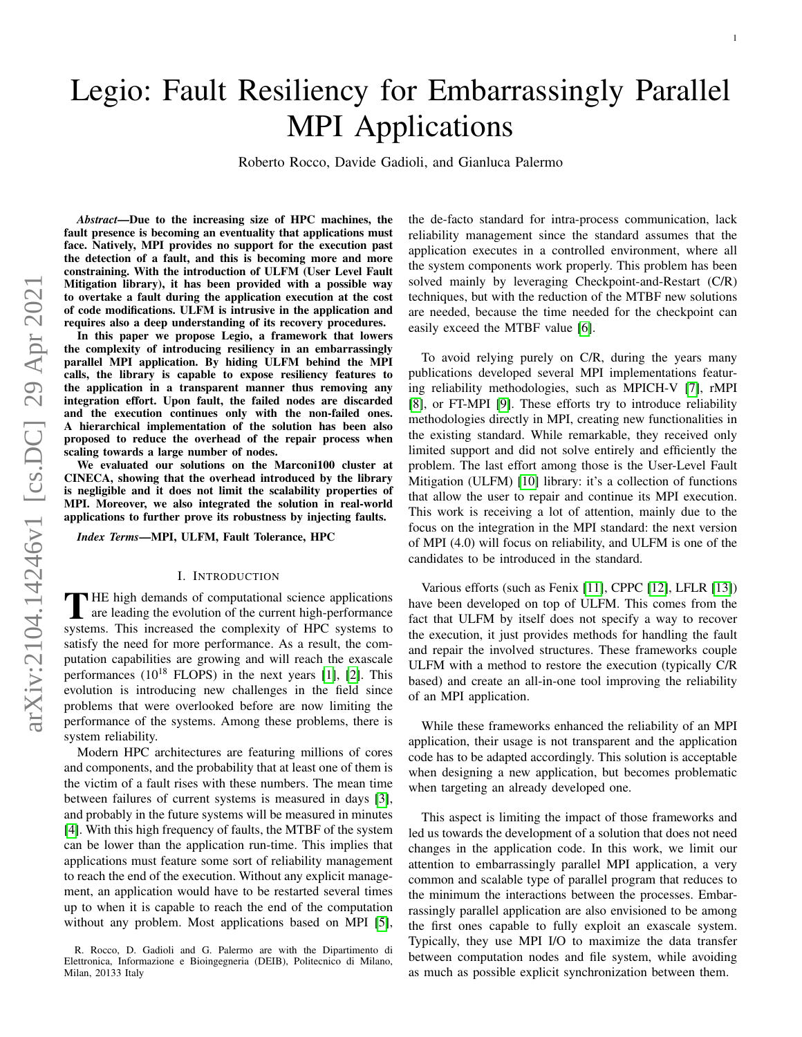# Legio: Fault Resiliency for Embarrassingly Parallel MPI Applications

Roberto Rocco, Davide Gadioli, and Gianluca Palermo

***Abstract*—Due to the increasing size of HPC machines, the fault presence is becoming an eventuality that applications must face. Natively, MPI provides no support for the execution past the detection of a fault, and this is becoming more and more constraining. With the introduction of ULFM (User Level Fault Mitigation library), it has been provided with a possible way to overtake a fault during the application execution at the cost of code modifications. ULFM is intrusive in the application and requires also a deep understanding of its recovery procedures.**

**In this paper we propose Legio, a framework that lowers the complexity of introducing resiliency in an embarrassingly parallel MPI application. By hiding ULFM behind the MPI calls, the library is capable to expose resiliency features to the application in a transparent manner thus removing any integration effort. Upon fault, the failed nodes are discarded and the execution continues only with the non-failed ones. A hierarchical implementation of the solution has been also proposed to reduce the overhead of the repair process when scaling towards a large number of nodes.**

**We evaluated our solutions on the Marconi100 cluster at CINECA, showing that the overhead introduced by the library is negligible and it does not limit the scalability properties of MPI. Moreover, we also integrated the solution in real-world applications to further prove its robustness by injecting faults.**

***Index Terms*—MPI, ULFM, Fault Tolerance, HPC**

## I. Introduction

The high demands of computational science applications are leading the evolution of the current high-performance systems. This increased the complexity of HPC systems to satisfy the need for more performance. As a result, the computation capabilities are growing and will reach the exascale performances ($10^{18}$ FLOPS) in the next years [1], [2]. This evolution is introducing new challenges in the field since problems that were overlooked before are now limiting the performance of the systems. Among these problems, there is system reliability.

Modern HPC architectures are featuring millions of cores and components, and the probability that at least one of them is the victim of a fault rises with these numbers. The mean time between failures of current systems is measured in days [3], and probably in the future systems will be measured in minutes [4]. With this high frequency of faults, the MTBF of the system can be lower than the application run-time. This implies that applications must feature some sort of reliability management to reach the end of the execution. Without any explicit management, an application would have to be restarted several times up to when it is capable to reach the end of the computation without any problem. Most applications based on MPI [5], the de-facto standard for intra-process communication, lack reliability management since the standard assumes that the application executes in a controlled environment, where all the system components work properly. This problem has been solved mainly by leveraging Checkpoint-and-Restart (C/R) techniques, but with the reduction of the MTBF new solutions are needed, because the time needed for the checkpoint can easily exceed the MTBF value [6].

To avoid relying purely on C/R, during the years many publications developed several MPI implementations featuring reliability methodologies, such as MPICH-V [7], rMPI [8], or FT-MPI [9]. These efforts try to introduce reliability methodologies directly in MPI, creating new functionalities in the existing standard. While remarkable, they received only limited support and did not solve entirely and efficiently the problem. The last effort among those is the User-Level Fault Mitigation (ULFM) [10] library: it's a collection of functions that allow the user to repair and continue its MPI execution. This work is receiving a lot of attention, mainly due to the focus on the integration in the MPI standard: the next version of MPI (4.0) will focus on reliability, and ULFM is one of the candidates to be introduced in the standard.

Various efforts (such as Fenix [11], CPPC [12], LFLR [13]) have been developed on top of ULFM. This comes from the fact that ULFM by itself does not specify a way to recover the execution, it just provides methods for handling the fault and repair the involved structures. These frameworks couple ULFM with a method to restore the execution (typically C/R based) and create an all-in-one tool improving the reliability of an MPI application.

While these frameworks enhanced the reliability of an MPI application, their usage is not transparent and the application code has to be adapted accordingly. This solution is acceptable when designing a new application, but becomes problematic when targeting an already developed one.

This aspect is limiting the impact of those frameworks and led us towards the development of a solution that does not need changes in the application code. In this work, we limit our attention to embarrassingly parallel MPI application, a very common and scalable type of parallel program that reduces to the minimum the interactions between the processes. Embarrassingly parallel application are also envisioned to be among the first ones capable to fully exploit an exascale system. Typically, they use MPI I/O to maximize the data transfer between computation nodes and file system, while avoiding as much as possible explicit synchronization between them.

R. Rocco, D. Gadioli and G. Palermo are with the Dipartimento di Elettronica, Informazione e Bioingegneria (DEIB), Politecnico di Milano, Milan, 20133 Italy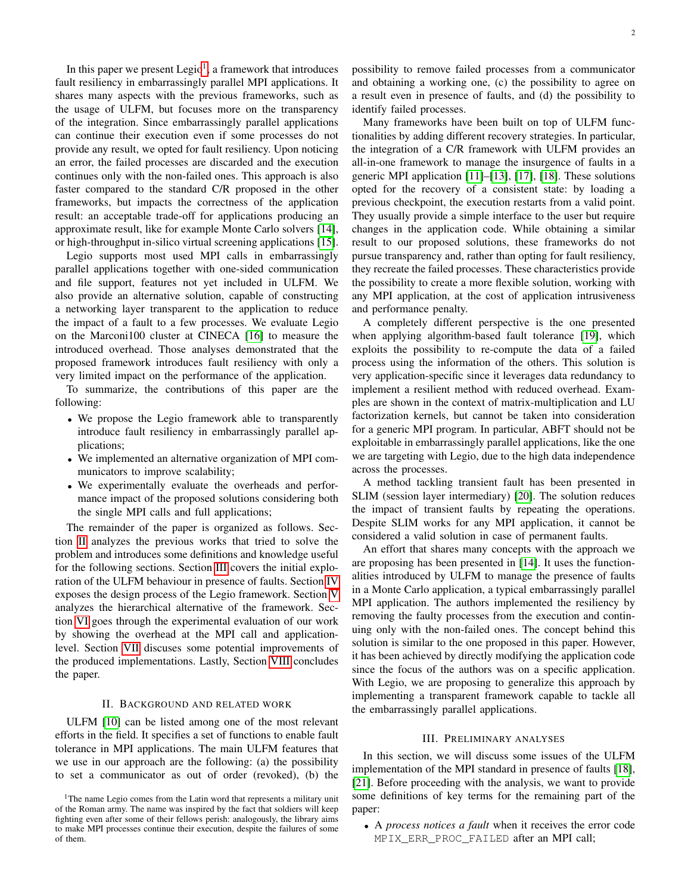In this paper we present Legio[1], a framework that introduces fault resiliency in embarrassingly parallel MPI applications. It shares many aspects with the previous frameworks, such as the usage of ULFM, but focuses more on the transparency of the integration. Since embarrassingly parallel applications can continue their execution even if some processes do not provide any result, we opted for fault resiliency. Upon noticing an error, the failed processes are discarded and the execution continues only with the non-failed ones. This approach is also faster compared to the standard C/R proposed in the other frameworks, but impacts the correctness of the application result: an acceptable trade-off for applications producing an approximate result, like for example Monte Carlo solvers [14], or high-throughput in-silico virtual screening applications [15].

Legio supports most used MPI calls in embarrassingly parallel applications together with one-sided communication and file support, features not yet included in ULFM. We also provide an alternative solution, capable of constructing a networking layer transparent to the application to reduce the impact of a fault to a few processes. We evaluate Legio on the Marconi100 cluster at CINECA [16] to measure the introduced overhead. Those analyses demonstrated that the proposed framework introduces fault resiliency with only a very limited impact on the performance of the application.

To summarize, the contributions of this paper are the following:

- We propose the Legio framework able to transparently introduce fault resiliency in embarrassingly parallel applications;
- We implemented an alternative organization of MPI communicators to improve scalability;
- We experimentally evaluate the overheads and performance impact of the proposed solutions considering both the single MPI calls and full applications;

The remainder of the paper is organized as follows. Section II analyzes the previous works that tried to solve the problem and introduces some definitions and knowledge useful for the following sections. Section III covers the initial exploration of the ULFM behaviour in presence of faults. Section IV exposes the design process of the Legio framework. Section V analyzes the hierarchical alternative of the framework. Section VI goes through the experimental evaluation of our work by showing the overhead at the MPI call and application-level. Section VII discuses some potential improvements of the produced implementations. Lastly, Section VIII concludes the paper.

## II. Background and Related Work

ULFM [10] can be listed among one of the most relevant efforts in the field. It specifies a set of functions to enable fault tolerance in MPI applications. The main ULFM features that we use in our approach are the following: (a) the possibility to set a communicator as out of order (revoked), (b) the possibility to remove failed processes from a communicator and obtaining a working one, (c) the possibility to agree on a result even in presence of faults, and (d) the possibility to identify failed processes.

Many frameworks have been built on top of ULFM functionalities by adding different recovery strategies. In particular, the integration of a C/R framework with ULFM provides an all-in-one framework to manage the insurgence of faults in a generic MPI application [11]–[13], [17], [18]. These solutions opted for the recovery of a consistent state: by loading a previous checkpoint, the execution restarts from a valid point. They usually provide a simple interface to the user but require changes in the application code. While obtaining a similar result to our proposed solutions, these frameworks do not pursue transparency and, rather than opting for fault resiliency, they recreate the failed processes. These characteristics provide the possibility to create a more flexible solution, working with any MPI application, at the cost of application intrusiveness and performance penalty.

A completely different perspective is the one presented when applying algorithm-based fault tolerance [19], which exploits the possibility to re-compute the data of a failed process using the information of the others. This solution is very application-specific since it leverages data redundancy to implement a resilient method with reduced overhead. Examples are shown in the context of matrix-multiplication and LU factorization kernels, but cannot be taken into consideration for a generic MPI program. In particular, ABFT should not be exploitable in embarrassingly parallel applications, like the one we are targeting with Legio, due to the high data independence across the processes.

A method tackling transient fault has been presented in SLIM (session layer intermediary) [20]. The solution reduces the impact of transient faults by repeating the operations. Despite SLIM works for any MPI application, it cannot be considered a valid solution in case of permanent faults.

An effort that shares many concepts with the approach we are proposing has been presented in [14]. It uses the functionalities introduced by ULFM to manage the presence of faults in a Monte Carlo application, a typical embarrassingly parallel MPI application. The authors implemented the resiliency by removing the faulty processes from the execution and continuing only with the non-failed ones. The concept behind this solution is similar to the one proposed in this paper. However, it has been achieved by directly modifying the application code since the focus of the authors was on a specific application. With Legio, we are proposing to generalize this approach by implementing a transparent framework capable to tackle all the embarrassingly parallel applications.

## III. Preliminary Analyses

In this section, we will discuss some issues of the ULFM implementation of the MPI standard in presence of faults [18], [21]. Before proceeding with the analysis, we want to provide some definitions of key terms for the remaining part of the paper:

- A *process notices a fault* when it receives the error code `MPIX_ERR_PROC_FAILED` after an MPI call;

[1] The name Legio comes from the Latin word that represents a military unit of the Roman army. The name was inspired by the fact that soldiers will keep fighting even after some of their fellows perish: analogously, the library aims to make MPI processes continue their execution, despite the failures of some of them.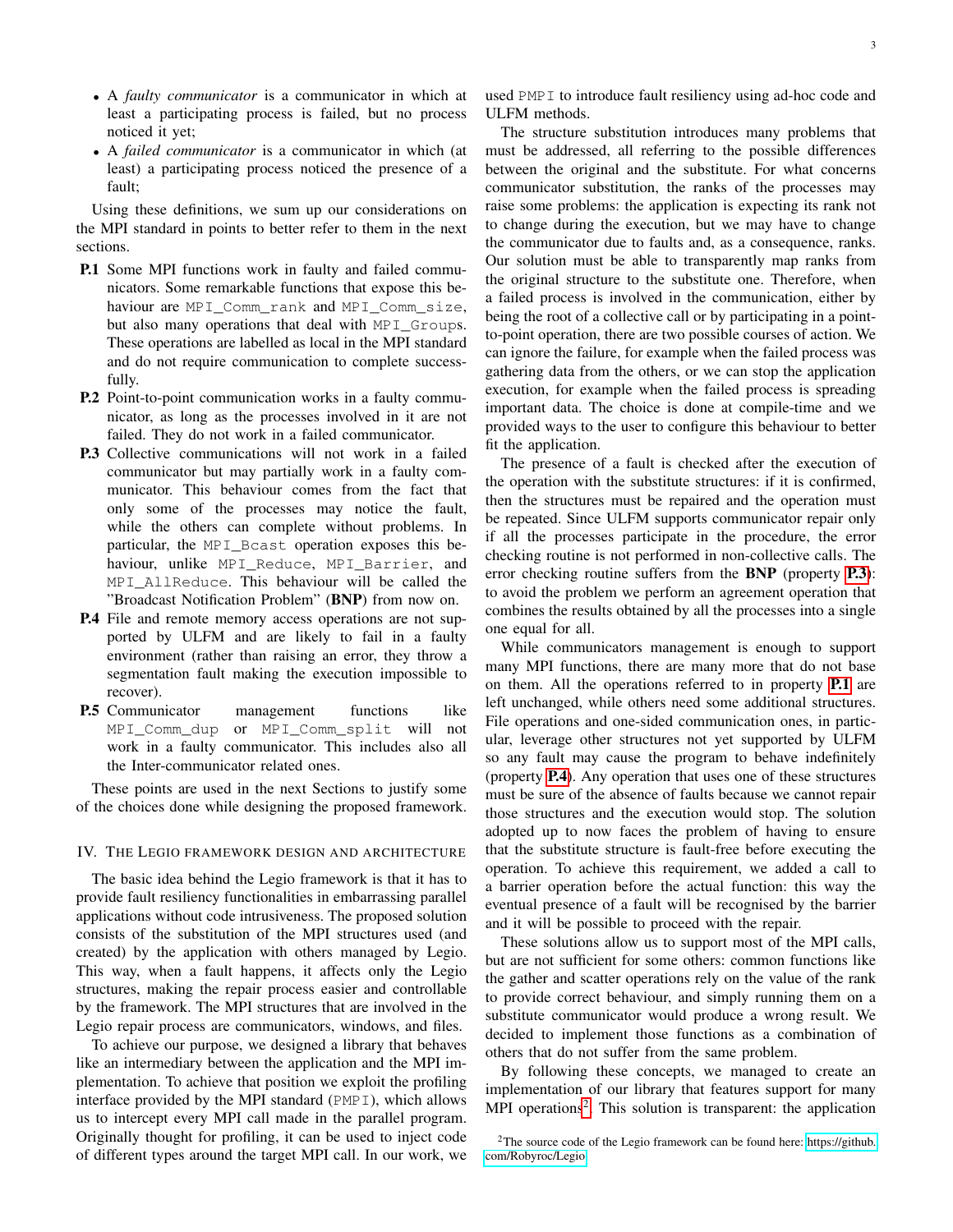- A *faulty communicator* is a communicator in which at least a participating process is failed, but no process noticed it yet;
- A *failed communicator* is a communicator in which (at least) a participating process noticed the presence of a fault;

Using these definitions, we sum up our considerations on the MPI standard in points to better refer to them in the next sections.

**P.1** Some MPI functions work in faulty and failed communicators. Some remarkable functions that expose this behaviour are `MPI_Comm_rank` and `MPI_Comm_size`, but also many operations that deal with `MPI_Groups`. These operations are labelled as local in the MPI standard and do not require communication to complete successfully.

**P.2** Point-to-point communication works in a faulty communicator, as long as the processes involved in it are not failed. They do not work in a failed communicator.

**P.3** Collective communications will not work in a failed communicator but may partially work in a faulty communicator. This behaviour comes from the fact that only some of the processes may notice the fault, while the others can complete without problems. In particular, the `MPI_Bcast` operation exposes this behaviour, unlike `MPI_Reduce`, `MPI_Barrier`, and `MPI_AllReduce`. This behaviour will be called the "Broadcast Notification Problem" (**BNP**) from now on.

**P.4** File and remote memory access operations are not supported by ULFM and are likely to fail in a faulty environment (rather than raising an error, they throw a segmentation fault making the execution impossible to recover).

**P.5** Communicator management functions like `MPI_Comm_dup` or `MPI_Comm_split` will not work in a faulty communicator. This includes also all the Inter-communicator related ones.

These points are used in the next Sections to justify some of the choices done while designing the proposed framework.

## IV. The Legio framework design and architecture

The basic idea behind the Legio framework is that it has to provide fault resiliency functionalities in embarrassing parallel applications without code intrusiveness. The proposed solution consists of the substitution of the MPI structures used (and created) by the application with others managed by Legio. This way, when a fault happens, it affects only the Legio structures, making the repair process easier and controllable by the framework. The MPI structures that are involved in the Legio repair process are communicators, windows, and files.

To achieve our purpose, we designed a library that behaves like an intermediary between the application and the MPI implementation. To achieve that position we exploit the profiling interface provided by the MPI standard (`PMPI`), which allows us to intercept every MPI call made in the parallel program. Originally thought for profiling, it can be used to inject code of different types around the target MPI call. In our work, we used `PMPI` to introduce fault resiliency using ad-hoc code and ULFM methods.

The structure substitution introduces many problems that must be addressed, all referring to the possible differences between the original and the substitute. For what concerns communicator substitution, the ranks of the processes may raise some problems: the application is expecting its rank not to change during the execution, but we may have to change the communicator due to faults and, as a consequence, ranks. Our solution must be able to transparently map ranks from the original structure to the substitute one. Therefore, when a failed process is involved in the communication, either by being the root of a collective call or by participating in a point-to-point operation, there are two possible courses of action. We can ignore the failure, for example when the failed process was gathering data from the others, or we can stop the application execution, for example when the failed process is spreading important data. The choice is done at compile-time and we provided ways to the user to configure this behaviour to better fit the application.

The presence of a fault is checked after the execution of the operation with the substitute structures: if it is confirmed, then the structures must be repaired and the operation must be repeated. Since ULFM supports communicator repair only if all the processes participate in the procedure, the error checking routine is not performed in non-collective calls. The error checking routine suffers from the **BNP** (property P.3): to avoid the problem we perform an agreement operation that combines the results obtained by all the processes into a single one equal for all.

While communicators management is enough to support many MPI functions, there are many more that do not base on them. All the operations referred to in property P.1 are left unchanged, while others need some additional structures. File operations and one-sided communication ones, in particular, leverage other structures not yet supported by ULFM so any fault may cause the program to behave indefinitely (property P.4). Any operation that uses one of these structures must be sure of the absence of faults because we cannot repair those structures and the execution would stop. The solution adopted up to now faces the problem of having to ensure that the substitute structure is fault-free before executing the operation. To achieve this requirement, we added a call to a barrier operation before the actual function: this way the eventual presence of a fault will be recognised by the barrier and it will be possible to proceed with the repair.

These solutions allow us to support most of the MPI calls, but are not sufficient for some others: common functions like the gather and scatter operations rely on the value of the rank to provide correct behaviour, and simply running them on a substitute communicator would produce a wrong result. We decided to implement those functions as a combination of others that do not suffer from the same problem.

By following these concepts, we managed to create an implementation of our library that features support for many MPI operations[2]. This solution is transparent: the application

[2] The source code of the Legio framework can be found here: https://github.com/Robyroc/Legio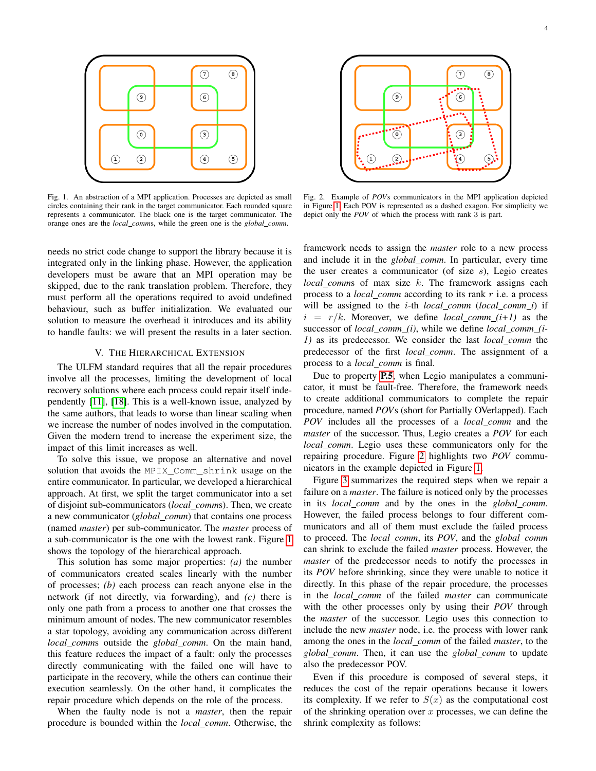Fig. 1. An abstraction of a MPI application. Processes are depicted as small circles containing their rank in the target communicator. Each rounded square represents a communicator. The black one is the target communicator. The orange ones are the *local_comm*s, while the green one is the *global_comm*.

Fig. 2. Example of *POV*s communicators in the MPI application depicted in Figure 1. Each POV is represented as a dashed exagon. For simplicity we depict only the *POV* of which the process with rank 3 is part.

needs no strict code change to support the library because it is integrated only in the linking phase. However, the application developers must be aware that an MPI operation may be skipped, due to the rank translation problem. Therefore, they must perform all the operations required to avoid undefined behaviour, such as buffer initialization. We evaluated our solution to measure the overhead it introduces and its ability to handle faults: we will present the results in a later section.

## V. The Hierarchical Extension

The ULFM standard requires that all the repair procedures involve all the processes, limiting the development of local recovery solutions where each process could repair itself independently [11], [18]. This is a well-known issue, analyzed by the same authors, that leads to worse than linear scaling when we increase the number of nodes involved in the computation. Given the modern trend to increase the experiment size, the impact of this limit increases as well.

To solve this issue, we propose an alternative and novel solution that avoids the `MPIX_Comm_shrink` usage on the entire communicator. In particular, we developed a hierarchical approach. At first, we split the target communicator into a set of disjoint sub-communicators (*local_comm*s). Then, we create a new communicator (*global_comm*) that contains one process (named *master*) per sub-communicator. The *master* process of a sub-communicator is the one with the lowest rank. Figure 1 shows the topology of the hierarchical approach.

This solution has some major properties: *(a)* the number of communicators created scales linearly with the number of processes; *(b)* each process can reach anyone else in the network (if not directly, via forwarding), and *(c)* there is only one path from a process to another one that crosses the minimum amount of nodes. The new communicator resembles a star topology, avoiding any communication across different *local_comm*s outside the *global_comm*. On the main hand, this feature reduces the impact of a fault: only the processes directly communicating with the failed one will have to participate in the recovery, while the others can continue their execution seamlessly. On the other hand, it complicates the repair procedure which depends on the role of the process.

When the faulty node is not a *master*, then the repair procedure is bounded within the *local_comm*. Otherwise, the framework needs to assign the *master* role to a new process and include it in the *global_comm*. In particular, every time the user creates a communicator (of size $s$), Legio creates *local_comm*s of max size $k$. The framework assigns each process to a *local_comm* according to its rank $r$ i.e. a process will be assigned to the $i$-th *local_comm* (*local_comm_i*) if $i = r/k$. Moreover, we define *local_comm_(i+1)* as the successor of *local_comm_(i)*, while we define *local_comm_(i-1)* as its predecessor. We consider the last *local_comm* the predecessor of the first *local_comm*. The assignment of a process to a *local_comm* is final.

Due to property **P.5**, when Legio manipulates a communicator, it must be fault-free. Therefore, the framework needs to create additional communicators to complete the repair procedure, named *POV*s (short for Partially OVerlapped). Each *POV* includes all the processes of a *local_comm* and the *master* of the successor. Thus, Legio creates a *POV* for each *local_comm*. Legio uses these communicators only for the repairing procedure. Figure 2 highlights two *POV* communicators in the example depicted in Figure 1.

Figure 3 summarizes the required steps when we repair a failure on a *master*. The failure is noticed only by the processes in its *local_comm* and by the ones in the *global_comm*. However, the failed process belongs to four different communicators and all of them must exclude the failed process to proceed. The *local_comm*, its *POV*, and the *global_comm* can shrink to exclude the failed *master* process. However, the *master* of the predecessor needs to notify the processes in its *POV* before shrinking, since they were unable to notice it directly. In this phase of the repair procedure, the processes in the *local_comm* of the failed *master* can communicate with the other processes only by using their *POV* through the *master* of the successor. Legio uses this connection to include the new *master* node, i.e. the process with lower rank among the ones in the *local_comm* of the failed *master*, to the *global_comm*. Then, it can use the *global_comm* to update also the predecessor POV.

Even if this procedure is composed of several steps, it reduces the cost of the repair operations because it lowers its complexity. If we refer to $S(x)$ as the computational cost of the shrinking operation over $x$ processes, we can define the shrink complexity as follows: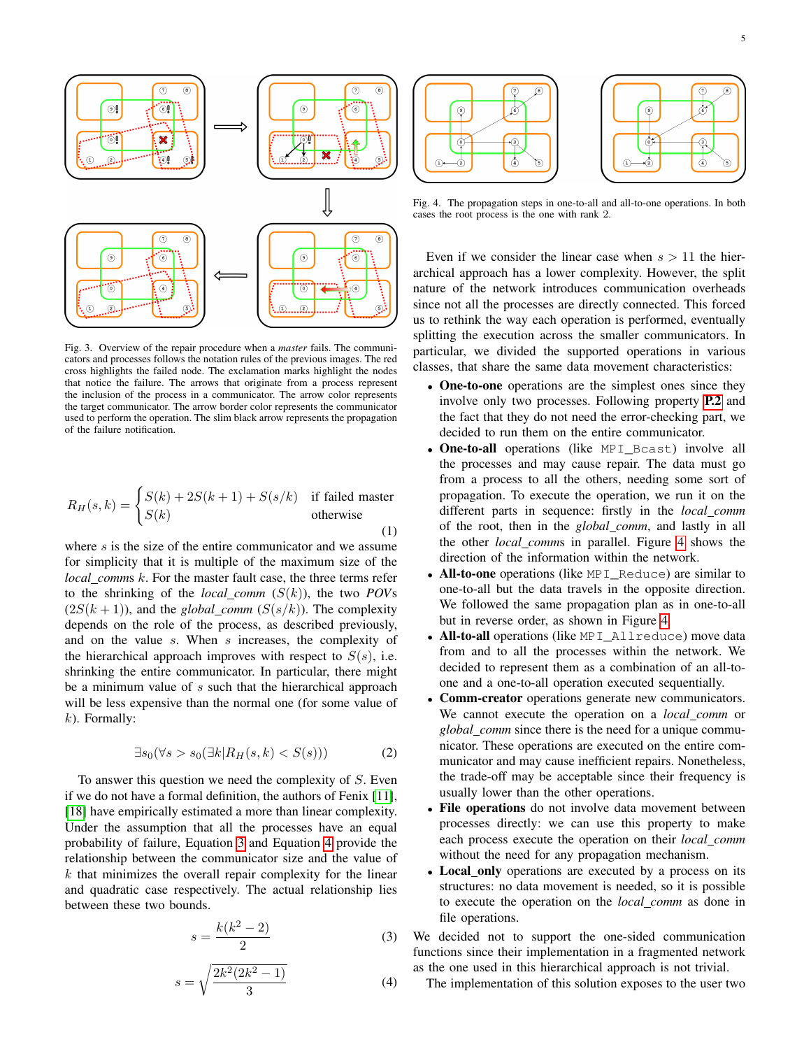Fig. 3. Overview of the repair procedure when a *master* fails. The communicators and processes follows the notation rules of the previous images. The red cross highlights the failed node. The exclamation marks highlight the nodes that notice the failure. The arrows that originate from a process represent the inclusion of the process in a communicator. The arrow color represents the target communicator. The arrow border color represents the communicator used to perform the operation. The slim black arrow represents the propagation of the failure notification.

$$R_H(s,k) = \begin{cases} S(k) + 2S(k+1) + S(s/k) & \text{if failed master} \\ S(k) & \text{otherwise} \end{cases} \tag{1}$$

where $s$ is the size of the entire communicator and we assume for simplicity that it is multiple of the maximum size of the *local_comms* $k$. For the master fault case, the three terms refer to the shrinking of the *local_comm* ($S(k)$), the two *POVs* ($2S(k+1)$), and the *global_comm* ($S(s/k)$). The complexity depends on the role of the process, as described previously, and on the value $s$. When $s$ increases, the complexity of the hierarchical approach improves with respect to $S(s)$, i.e. shrinking the entire communicator. In particular, there might be a minimum value of $s$ such that the hierarchical approach will be less expensive than the normal one (for some value of $k$). Formally:

$$\exists s_0 (\forall s > s_0 (\exists k | R_H(s,k) < S(s))) \tag{2}$$

To answer this question we need the complexity of $S$. Even if we do not have a formal definition, the authors of Fenix [11], [18] have empirically estimated a more than linear complexity. Under the assumption that all the processes have an equal probability of failure, Equation 3 and Equation 4 provide the relationship between the communicator size and the value of $k$ that minimizes the overall repair complexity for the linear and quadratic case respectively. The actual relationship lies between these two bounds.

$$s = \frac{k(k^2 - 2)}{2} \tag{3}$$

$$s = \sqrt{\frac{2k^2(2k^2 - 1)}{3}} \tag{4}$$

Fig. 4. The propagation steps in one-to-all and all-to-one operations. In both cases the root process is the one with rank 2.

Even if we consider the linear case when $s > 11$ the hierarchical approach has a lower complexity. However, the split nature of the network introduces communication overheads since not all the processes are directly connected. This forced us to rethink the way each operation is performed, eventually splitting the execution across the smaller communicators. In particular, we divided the supported operations in various classes, that share the same data movement characteristics:

- **One-to-one** operations are the simplest ones since they involve only two processes. Following property **P.2** and the fact that they do not need the error-checking part, we decided to run them on the entire communicator.
- **One-to-all** operations (like `MPI_Bcast`) involve all the processes and may cause repair. The data must go from a process to all the others, needing some sort of propagation. To execute the operation, we run it on the different parts in sequence: firstly in the *local_comm* of the root, then in the *global_comm*, and lastly in all the other *local_comms* in parallel. Figure 4 shows the direction of the information within the network.
- **All-to-one** operations (like `MPI_Reduce`) are similar to one-to-all but the data travels in the opposite direction. We followed the same propagation plan as in one-to-all but in reverse order, as shown in Figure 4.
- **All-to-all** operations (like `MPI_Allreduce`) move data from and to all the processes within the network. We decided to represent them as a combination of an all-to-one and a one-to-all operation executed sequentially.
- **Comm-creator** operations generate new communicators. We cannot execute the operation on a *local_comm* or *global_comm* since there is the need for a unique communicator. These operations are executed on the entire communicator and may cause inefficient repairs. Nonetheless, the trade-off may be acceptable since their frequency is usually lower than the other operations.
- **File operations** do not involve data movement between processes directly: we can use this property to make each process execute the operation on their *local_comm* without the need for any propagation mechanism.
- **Local_only** operations are executed by a process on its structures: no data movement is needed, so it is possible to execute the operation on the *local_comm* as done in file operations.

We decided not to support the one-sided communication functions since their implementation in a fragmented network as the one used in this hierarchical approach is not trivial.

The implementation of this solution exposes to the user two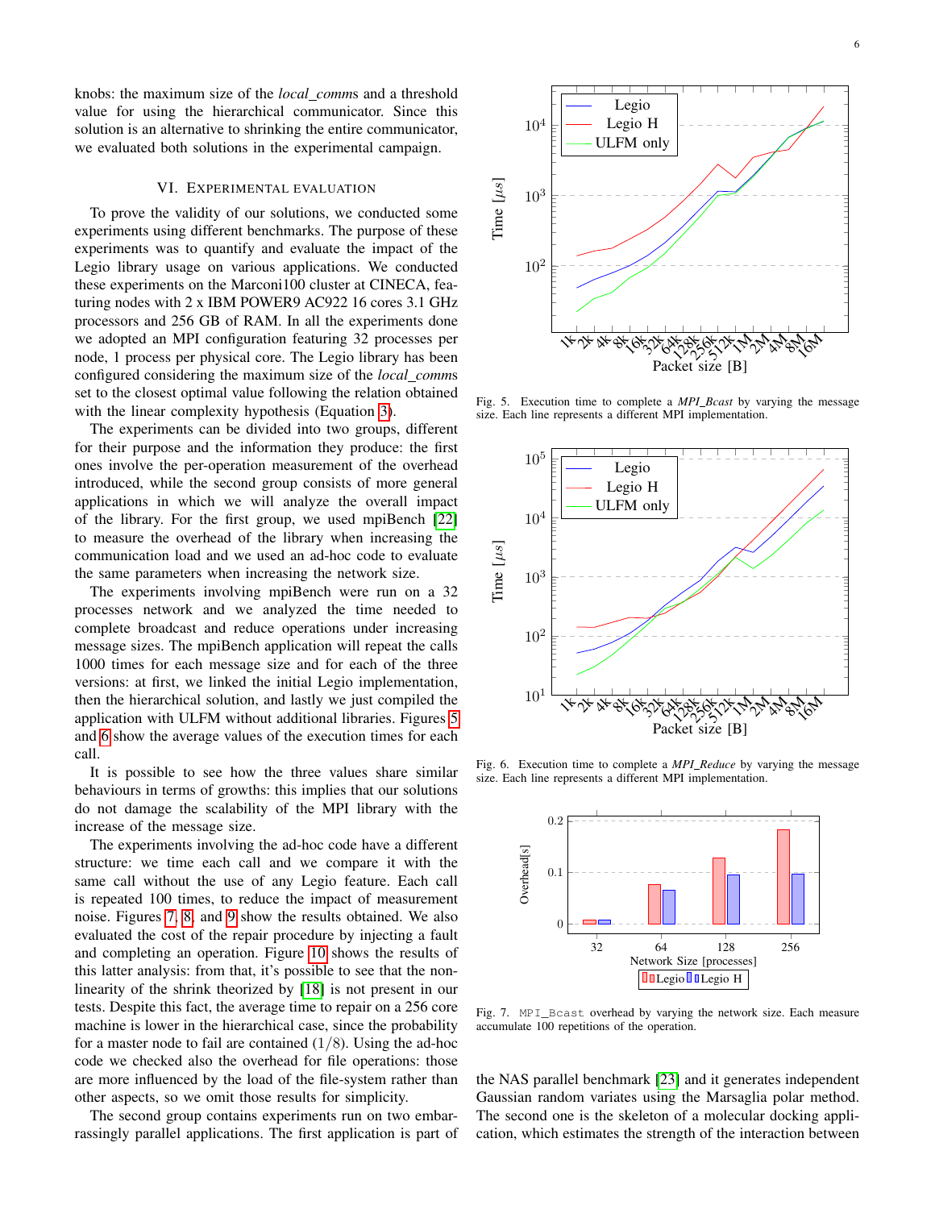knobs: the maximum size of the *local_comm*s and a threshold value for using the hierarchical communicator. Since this solution is an alternative to shrinking the entire communicator, we evaluated both solutions in the experimental campaign.

## VI. Experimental evaluation

To prove the validity of our solutions, we conducted some experiments using different benchmarks. The purpose of these experiments was to quantify and evaluate the impact of the Legio library usage on various applications. We conducted these experiments on the Marconi100 cluster at CINECA, featuring nodes with 2 x IBM POWER9 AC922 16 cores 3.1 GHz processors and 256 GB of RAM. In all the experiments done we adopted an MPI configuration featuring 32 processes per node, 1 process per physical core. The Legio library has been configured considering the maximum size of the *local_comm*s set to the closest optimal value following the relation obtained with the linear complexity hypothesis (Equation 3).

The experiments can be divided into two groups, different for their purpose and the information they produce: the first ones involve the per-operation measurement of the overhead introduced, while the second group consists of more general applications in which we will analyze the overall impact of the library. For the first group, we used mpiBench [22] to measure the overhead of the library when increasing the communication load and we used an ad-hoc code to evaluate the same parameters when increasing the network size.

The experiments involving mpiBench were run on a 32 processes network and we analyzed the time needed to complete broadcast and reduce operations under increasing message sizes. The mpiBench application will repeat the calls 1000 times for each message size and for each of the three versions: at first, we linked the initial Legio implementation, then the hierarchical solution, and lastly we just compiled the application with ULFM without additional libraries. Figures 5 and 6 show the average values of the execution times for each call.

It is possible to see how the three values share similar behaviours in terms of growths: this implies that our solutions do not damage the scalability of the MPI library with the increase of the message size.

The experiments involving the ad-hoc code have a different structure: we time each call and we compare it with the same call without the use of any Legio feature. Each call is repeated 100 times, to reduce the impact of measurement noise. Figures 7, 8, and 9 show the results obtained. We also evaluated the cost of the repair procedure by injecting a fault and completing an operation. Figure 10 shows the results of this latter analysis: from that, it's possible to see that the non-linearity of the shrink theorized by [18] is not present in our tests. Despite this fact, the average time to repair on a 256 core machine is lower in the hierarchical case, since the probability for a master node to fail are contained ($1/8$). Using the ad-hoc code we checked also the overhead for file operations: those are more influenced by the load of the file-system rather than other aspects, so we omit those results for simplicity.

The second group contains experiments run on two embarrassingly parallel applications. The first application is part of the NAS parallel benchmark [23] and it generates independent Gaussian random variates using the Marsaglia polar method. The second one is the skeleton of a molecular docking application, which estimates the strength of the interaction between

Fig. 5. Execution time to complete a *MPI_Bcast* by varying the message size. Each line represents a different MPI implementation.

Fig. 6. Execution time to complete a *MPI_Reduce* by varying the message size. Each line represents a different MPI implementation.

Fig. 7. `MPI_Bcast` overhead by varying the network size. Each measure accumulate 100 repetitions of the operation.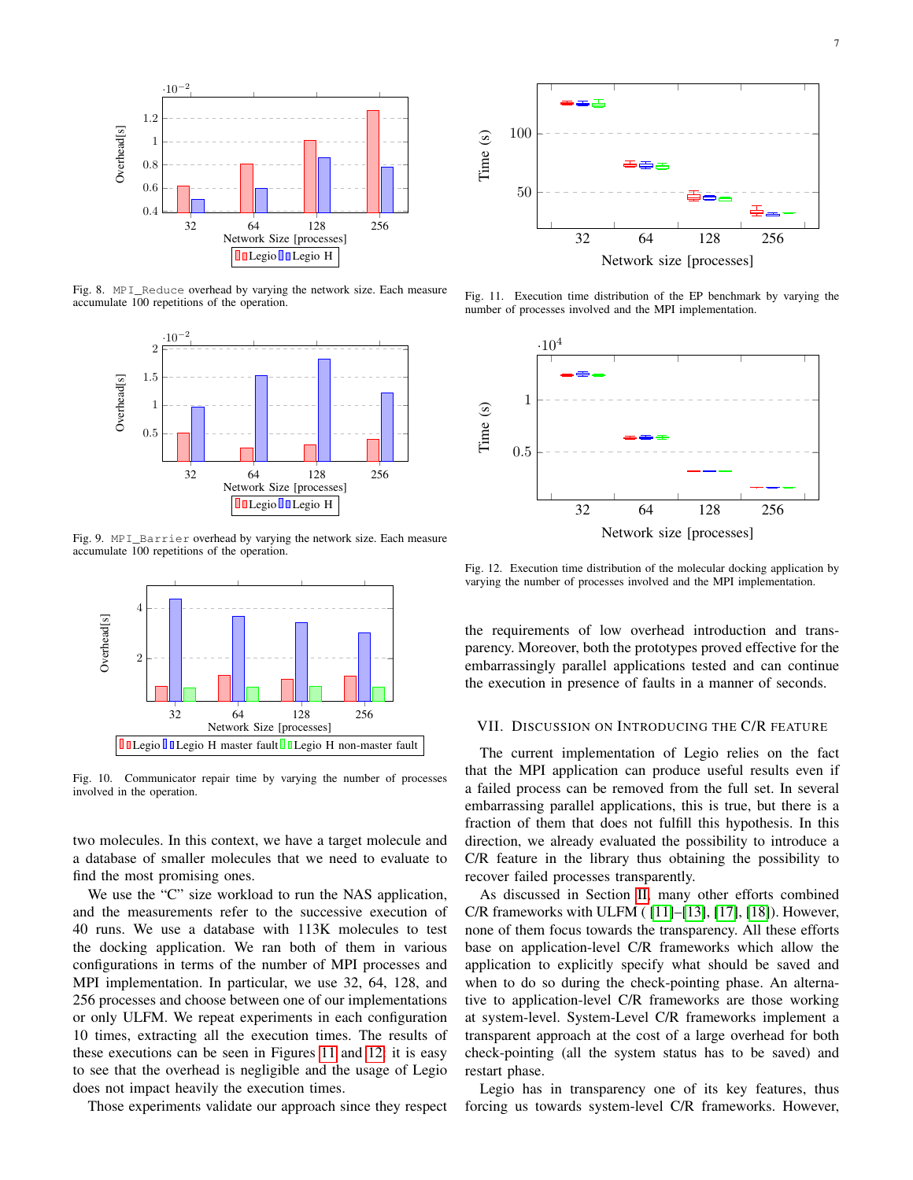Fig. 8. `MPI_Reduce` overhead by varying the network size. Each measure accumulate 100 repetitions of the operation.

Fig. 9. `MPI_Barrier` overhead by varying the network size. Each measure accumulate 100 repetitions of the operation.

Fig. 10. Communicator repair time by varying the number of processes involved in the operation.

two molecules. In this context, we have a target molecule and a database of smaller molecules that we need to evaluate to find the most promising ones.

We use the "C" size workload to run the NAS application, and the measurements refer to the successive execution of 40 runs. We use a database with 113K molecules to test the docking application. We ran both of them in various configurations in terms of the number of MPI processes and MPI implementation. In particular, we use 32, 64, 128, and 256 processes and choose between one of our implementations or only ULFM. We repeat experiments in each configuration 10 times, extracting all the execution times. The results of these executions can be seen in Figures 11 and 12: it is easy to see that the overhead is negligible and the usage of Legio does not impact heavily the execution times.

Those experiments validate our approach since they respect the requirements of low overhead introduction and transparency. Moreover, both the prototypes proved effective for the embarrassingly parallel applications tested and can continue the execution in presence of faults in a manner of seconds.

Fig. 11. Execution time distribution of the EP benchmark by varying the number of processes involved and the MPI implementation.

Fig. 12. Execution time distribution of the molecular docking application by varying the number of processes involved and the MPI implementation.

## VII. Discussion on Introducing the C/R Feature

The current implementation of Legio relies on the fact that the MPI application can produce useful results even if a failed process can be removed from the full set. In several embarrassing parallel applications, this is true, but there is a fraction of them that does not fulfill this hypothesis. In this direction, we already evaluated the possibility to introduce a C/R feature in the library thus obtaining the possibility to recover failed processes transparently.

As discussed in Section II, many other efforts combined C/R frameworks with ULFM ( [11]–[13], [17], [18]). However, none of them focus towards the transparency. All these efforts base on application-level C/R frameworks which allow the application to explicitly specify what should be saved and when to do so during the check-pointing phase. An alternative to application-level C/R frameworks are those working at system-level. System-Level C/R frameworks implement a transparent approach at the cost of a large overhead for both check-pointing (all the system status has to be saved) and restart phase.

Legio has in transparency one of its key features, thus forcing us towards system-level C/R frameworks. However,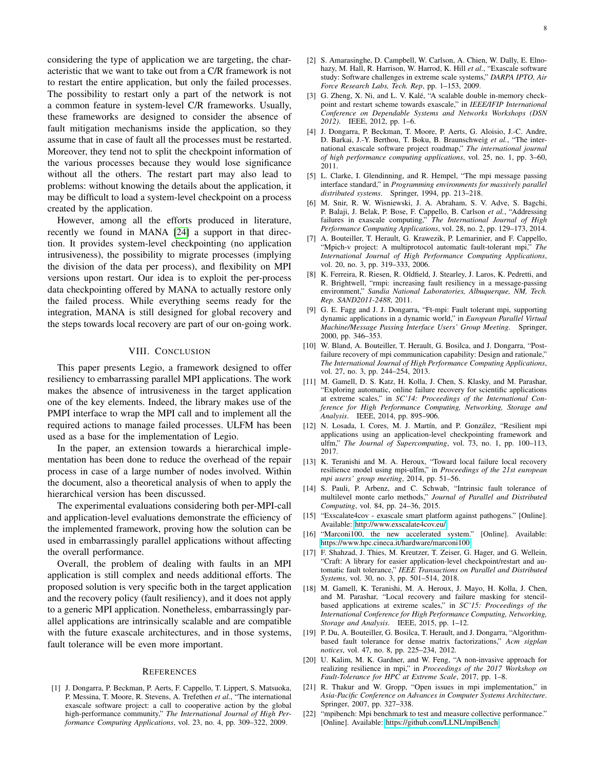considering the type of application we are targeting, the characteristic that we want to take out from a C/R framework is not to restart the entire application, but only the failed processes. The possibility to restart only a part of the network is not a common feature in system-level C/R frameworks. Usually, these frameworks are designed to consider the absence of fault mitigation mechanisms inside the application, so they assume that in case of fault all the processes must be restarted. Moreover, they tend not to split the checkpoint information of the various processes because they would lose significance without all the others. The restart part may also lead to problems: without knowing the details about the application, it may be difficult to load a system-level checkpoint on a process created by the application.

However, among all the efforts produced in literature, recently we found in MANA [24] a support in that direction. It provides system-level checkpointing (no application intrusiveness), the possibility to migrate processes (implying the division of the data per process), and flexibility on MPI versions upon restart. Our idea is to exploit the per-process data checkpointing offered by MANA to actually restore only the failed process. While everything seems ready for the integration, MANA is still designed for global recovery and the steps towards local recovery are part of our on-going work.

## VIII. Conclusion

This paper presents Legio, a framework designed to offer resiliency to embarrassing parallel MPI applications. The work makes the absence of intrusiveness in the target application one of the key elements. Indeed, the library makes use of the PMPI interface to wrap the MPI call and to implement all the required actions to manage failed processes. ULFM has been used as a base for the implementation of Legio.

In the paper, an extension towards a hierarchical implementation has been done to reduce the overhead of the repair process in case of a large number of nodes involved. Within the document, also a theoretical analysis of when to apply the hierarchical version has been discussed.

The experimental evaluations considering both per-MPI-call and application-level evaluations demonstrate the efficiency of the implemented framework, proving how the solution can be used in embarrassingly parallel applications without affecting the overall performance.

Overall, the problem of dealing with faults in an MPI application is still complex and needs additional efforts. The proposed solution is very specific both in the target application and the recovery policy (fault resiliency), and it does not apply to a generic MPI application. Nonetheless, embarrassingly parallel applications are intrinsically scalable and are compatible with the future exascale architectures, and in those systems, fault tolerance will be even more important.

## References

[1] J. Dongarra, P. Beckman, P. Aerts, F. Cappello, T. Lippert, S. Matsuoka, P. Messina, T. Moore, R. Stevens, A. Trefethen *et al.*, "The international exascale software project: a call to cooperative action by the global high-performance community," *The International Journal of High Performance Computing Applications*, vol. 23, no. 4, pp. 309–322, 2009.

[2] S. Amarasinghe, D. Campbell, W. Carlson, A. Chien, W. Dally, E. Elnohazy, M. Hall, R. Harrison, W. Harrod, K. Hill *et al.*, "Exascale software study: Software challenges in extreme scale systems," *DARPA IPTO, Air Force Research Labs, Tech. Rep*, pp. 1–153, 2009.

[3] G. Zheng, X. Ni, and L. V. Kalé, "A scalable double in-memory checkpoint and restart scheme towards exascale," in *IEEE/IFIP International Conference on Dependable Systems and Networks Workshops (DSN 2012)*. IEEE, 2012, pp. 1–6.

[4] J. Dongarra, P. Beckman, T. Moore, P. Aerts, G. Aloisio, J.-C. Andre, D. Barkai, J.-Y. Berthou, T. Boku, B. Braunschweig *et al.*, "The international exascale software project roadmap," *The international journal of high performance computing applications*, vol. 25, no. 1, pp. 3–60, 2011.

[5] L. Clarke, I. Glendinning, and R. Hempel, "The mpi message passing interface standard," in *Programming environments for massively parallel distributed systems*. Springer, 1994, pp. 213–218.

[6] M. Snir, R. W. Wisniewski, J. A. Abraham, S. V. Adve, S. Bagchi, P. Balaji, J. Belak, P. Bose, F. Cappello, B. Carlson *et al.*, "Addressing failures in exascale computing," *The International Journal of High Performance Computing Applications*, vol. 28, no. 2, pp. 129–173, 2014.

[7] A. Bouteiller, T. Herault, G. Krawezik, P. Lemarinier, and F. Cappello, "Mpich-v project: A multiprotocol automatic fault-tolerant mpi," *The International Journal of High Performance Computing Applications*, vol. 20, no. 3, pp. 319–333, 2006.

[8] K. Ferreira, R. Riesen, R. Oldfield, J. Stearley, J. Laros, K. Pedretti, and R. Brightwell, "rmpi: increasing fault resiliency in a message-passing environment," *Sandia National Laboratories, Albuquerque, NM, Tech. Rep. SAND2011-2488*, 2011.

[9] G. E. Fagg and J. J. Dongarra, "Ft-mpi: Fault tolerant mpi, supporting dynamic applications in a dynamic world," in *European Parallel Virtual Machine/Message Passing Interface Users' Group Meeting*. Springer, 2000, pp. 346–353.

[10] W. Bland, A. Bouteiller, T. Herault, G. Bosilca, and J. Dongarra, "Post-failure recovery of mpi communication capability: Design and rationale," *The International Journal of High Performance Computing Applications*, vol. 27, no. 3, pp. 244–254, 2013.

[11] M. Gamell, D. S. Katz, H. Kolla, J. Chen, S. Klasky, and M. Parashar, "Exploring automatic, online failure recovery for scientific applications at extreme scales," in *SC'14: Proceedings of the International Conference for High Performance Computing, Networking, Storage and Analysis*. IEEE, 2014, pp. 895–906.

[12] N. Losada, I. Cores, M. J. Martín, and P. González, "Resilient mpi applications using an application-level checkpointing framework and ulfm," *The Journal of Supercomputing*, vol. 73, no. 1, pp. 100–113, 2017.

[13] K. Teranishi and M. A. Heroux, "Toward local failure local recovery resilience model using mpi-ulfm," in *Proceedings of the 21st european mpi users' group meeting*, 2014, pp. 51–56.

[14] S. Pauli, P. Arbenz, and C. Schwab, "Intrinsic fault tolerance of multilevel monte carlo methods," *Journal of Parallel and Distributed Computing*, vol. 84, pp. 24–36, 2015.

[15] "Exscalate4cov - exascale smart platform against pathogens." [Online]. Available: http://www.exscalate4cov.eu/

[16] "Marconi100, the new accelerated system." [Online]. Available: https://www.hpc.cineca.it/hardware/marconi100

[17] F. Shahzad, J. Thies, M. Kreutzer, T. Zeiser, G. Hager, and G. Wellein, "Craft: A library for easier application-level checkpoint/restart and automatic fault tolerance," *IEEE Transactions on Parallel and Distributed Systems*, vol. 30, no. 3, pp. 501–514, 2018.

[18] M. Gamell, K. Teranishi, M. A. Heroux, J. Mayo, H. Kolla, J. Chen, and M. Parashar, "Local recovery and failure masking for stencil-based applications at extreme scales," in *SC'15: Proceedings of the International Conference for High Performance Computing, Networking, Storage and Analysis*. IEEE, 2015, pp. 1–12.

[19] P. Du, A. Bouteiller, G. Bosilca, T. Herault, and J. Dongarra, "Algorithm-based fault tolerance for dense matrix factorizations," *Acm sigplan notices*, vol. 47, no. 8, pp. 225–234, 2012.

[20] U. Kalim, M. K. Gardner, and W. Feng, "A non-invasive approach for realizing resilience in mpi," in *Proceedings of the 2017 Workshop on Fault-Tolerance for HPC at Extreme Scale*, 2017, pp. 1–8.

[21] R. Thakur and W. Gropp, "Open issues in mpi implementation," in *Asia-Pacific Conference on Advances in Computer Systems Architecture*. Springer, 2007, pp. 327–338.

[22] "mpibench: Mpi benchmark to test and measure collective performance." [Online]. Available: https://github.com/LLNL/mpiBench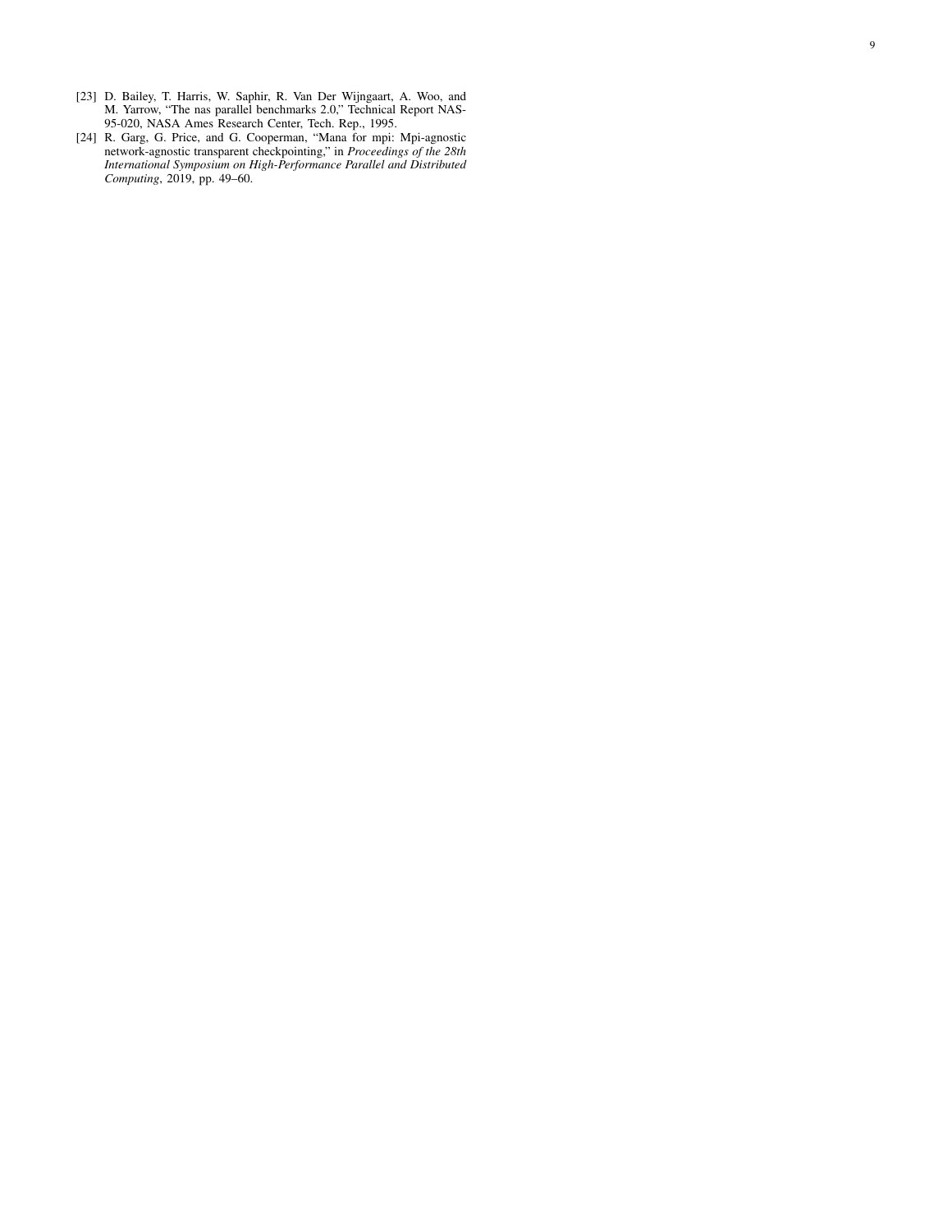[23] D. Bailey, T. Harris, W. Saphir, R. Van Der Wijngaart, A. Woo, and M. Yarrow, "The nas parallel benchmarks 2.0," Technical Report NAS-95-020, NASA Ames Research Center, Tech. Rep., 1995.

[24] R. Garg, G. Price, and G. Cooperman, "Mana for mpi: Mpi-agnostic network-agnostic transparent checkpointing," in *Proceedings of the 28th International Symposium on High-Performance Parallel and Distributed Computing*, 2019, pp. 49–60.